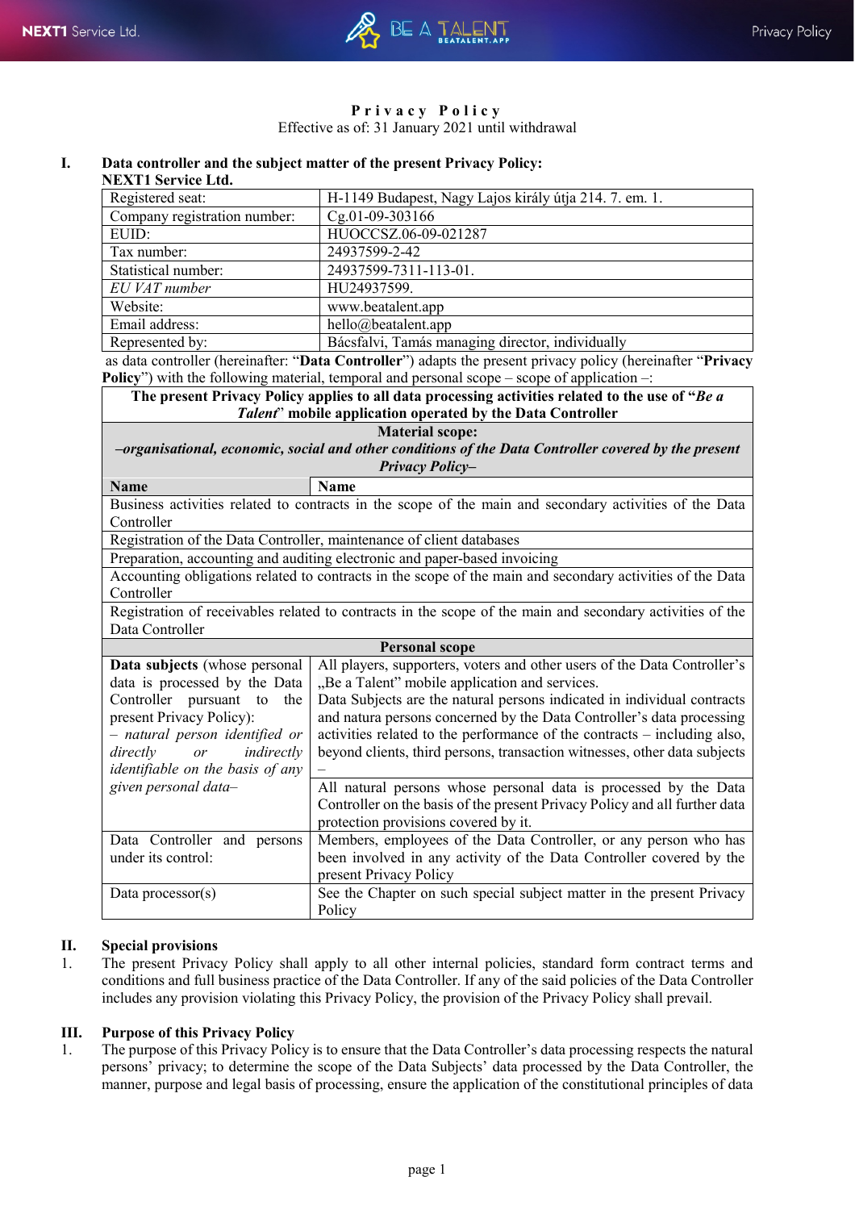# Privacy Policy

Effective as of: 31 January 2021 until withdrawal

## I. Data controller and the subject matter of the present Privacy Policy:

**NEXT1 Service Ltd.**

| | |
|---|---|
| Registered seat: | H-1149 Budapest, Nagy Lajos király útja 214. 7. em. 1. |
| Company registration number: | Cg.01-09-303166 |
| EUID: | HUOCCSZ.06-09-021287 |
| Tax number: | 24937599-2-42 |
| Statistical number: | 24937599-7311-113-01. |
| *EU VAT number* | HU24937599. |
| Website: | www.beatalent.app |
| Email address: | hello@beatalent.app |
| Represented by: | Bácsfalvi, Tamás managing director, individually |

as data controller (hereinafter: "**Data Controller**") adapts the present privacy policy (hereinafter "**Privacy Policy**") with the following material, temporal and personal scope – scope of application –:

| **The present Privacy Policy applies to all data processing activities related to the use of "*Be a Talent*" mobile application operated by the Data Controller** | |
|---|---|
| **Material scope:** *–organisational, economic, social and other conditions of the Data Controller covered by the present Privacy Policy–* | |
| **Name** | **Name** |
| Business activities related to contracts in the scope of the main and secondary activities of the Data Controller | |
| Registration of the Data Controller, maintenance of client databases | |
| Preparation, accounting and auditing electronic and paper-based invoicing | |
| Accounting obligations related to contracts in the scope of the main and secondary activities of the Data Controller | |
| Registration of receivables related to contracts in the scope of the main and secondary activities of the Data Controller | |
| **Personal scope** | |
| **Data subjects** (whose personal data is processed by the Data Controller pursuant to the present Privacy Policy): *– natural person identified or directly or indirectly identifiable on the basis of any given personal data–* | All players, supporters, voters and other users of the Data Controller's „Be a Talent" mobile application and services. Data Subjects are the natural persons indicated in individual contracts and natura persons concerned by the Data Controller's data processing activities related to the performance of the contracts – including also, beyond clients, third persons, transaction witnesses, other data subjects – |
| | All natural persons whose personal data is processed by the Data Controller on the basis of the present Privacy Policy and all further data protection provisions covered by it. |
| Data Controller and persons under its control: | Members, employees of the Data Controller, or any person who has been involved in any activity of the Data Controller covered by the present Privacy Policy |
| Data processor(s) | See the Chapter on such special subject matter in the present Privacy Policy |

## II. Special provisions

1. The present Privacy Policy shall apply to all other internal policies, standard form contract terms and conditions and full business practice of the Data Controller. If any of the said policies of the Data Controller includes any provision violating this Privacy Policy, the provision of the Privacy Policy shall prevail.

## III. Purpose of this Privacy Policy

1. The purpose of this Privacy Policy is to ensure that the Data Controller's data processing respects the natural persons' privacy; to determine the scope of the Data Subjects' data processed by the Data Controller, the manner, purpose and legal basis of processing, ensure the application of the constitutional principles of data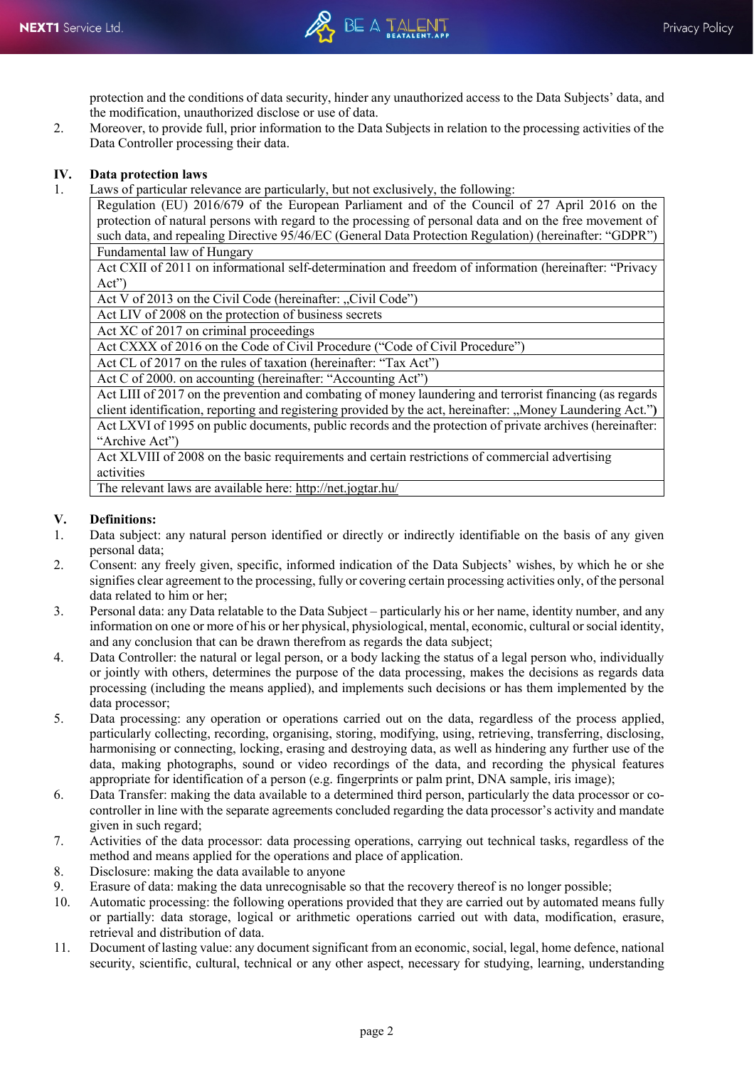protection and the conditions of data security, hinder any unauthorized access to the Data Subjects' data, and the modification, unauthorized disclose or use of data.

2. Moreover, to provide full, prior information to the Data Subjects in relation to the processing activities of the Data Controller processing their data.

## IV. Data protection laws

1. Laws of particular relevance are particularly, but not exclusively, the following:

| Regulation (EU) 2016/679 of the European Parliament and of the Council of 27 April 2016 on the protection of natural persons with regard to the processing of personal data and on the free movement of such data, and repealing Directive 95/46/EC (General Data Protection Regulation) (hereinafter: "GDPR") |
|---|
| Fundamental law of Hungary |
| Act CXII of 2011 on informational self-determination and freedom of information (hereinafter: "Privacy Act") |
| Act V of 2013 on the Civil Code (hereinafter: „Civil Code") |
| Act LIV of 2008 on the protection of business secrets |
| Act XC of 2017 on criminal proceedings |
| Act CXXX of 2016 on the Code of Civil Procedure ("Code of Civil Procedure") |
| Act CL of 2017 on the rules of taxation (hereinafter: "Tax Act") |
| Act C of 2000. on accounting (hereinafter: "Accounting Act") |
| Act LIII of 2017 on the prevention and combating of money laundering and terrorist financing (as regards client identification, reporting and registering provided by the act, hereinafter: „Money Laundering Act.") |
| Act LXVI of 1995 on public documents, public records and the protection of private archives (hereinafter: "Archive Act") |
| Act XLVIII of 2008 on the basic requirements and certain restrictions of commercial advertising activities |
| The relevant laws are available here: http://net.jogtar.hu/ |

## V. Definitions:

1. Data subject: any natural person identified or directly or indirectly identifiable on the basis of any given personal data;
2. Consent: any freely given, specific, informed indication of the Data Subjects' wishes, by which he or she signifies clear agreement to the processing, fully or covering certain processing activities only, of the personal data related to him or her;
3. Personal data: any Data relatable to the Data Subject – particularly his or her name, identity number, and any information on one or more of his or her physical, physiological, mental, economic, cultural or social identity, and any conclusion that can be drawn therefrom as regards the data subject;
4. Data Controller: the natural or legal person, or a body lacking the status of a legal person who, individually or jointly with others, determines the purpose of the data processing, makes the decisions as regards data processing (including the means applied), and implements such decisions or has them implemented by the data processor;
5. Data processing: any operation or operations carried out on the data, regardless of the process applied, particularly collecting, recording, organising, storing, modifying, using, retrieving, transferring, disclosing, harmonising or connecting, locking, erasing and destroying data, as well as hindering any further use of the data, making photographs, sound or video recordings of the data, and recording the physical features appropriate for identification of a person (e.g. fingerprints or palm print, DNA sample, iris image);
6. Data Transfer: making the data available to a determined third person, particularly the data processor or co-controller in line with the separate agreements concluded regarding the data processor's activity and mandate given in such regard;
7. Activities of the data processor: data processing operations, carrying out technical tasks, regardless of the method and means applied for the operations and place of application.
8. Disclosure: making the data available to anyone
9. Erasure of data: making the data unrecognisable so that the recovery thereof is no longer possible;
10. Automatic processing: the following operations provided that they are carried out by automated means fully or partially: data storage, logical or arithmetic operations carried out with data, modification, erasure, retrieval and distribution of data.
11. Document of lasting value: any document significant from an economic, social, legal, home defence, national security, scientific, cultural, technical or any other aspect, necessary for studying, learning, understanding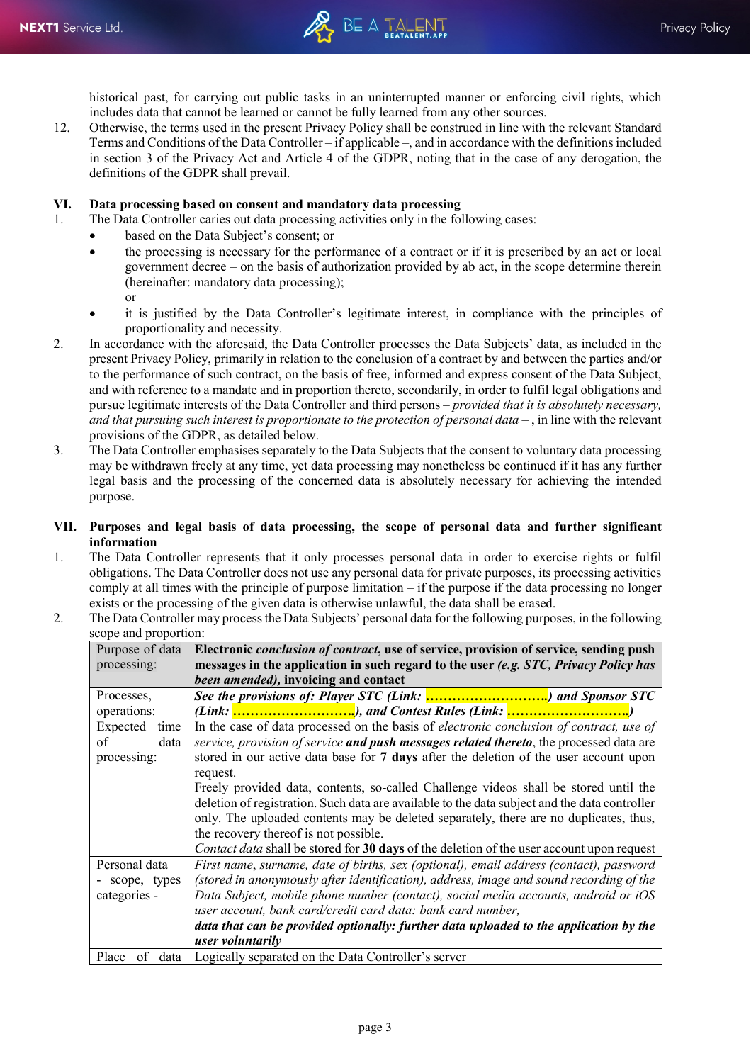historical past, for carrying out public tasks in an uninterrupted manner or enforcing civil rights, which includes data that cannot be learned or cannot be fully learned from any other sources.

12. Otherwise, the terms used in the present Privacy Policy shall be construed in line with the relevant Standard Terms and Conditions of the Data Controller – if applicable –, and in accordance with the definitions included in section 3 of the Privacy Act and Article 4 of the GDPR, noting that in the case of any derogation, the definitions of the GDPR shall prevail.

## VI. Data processing based on consent and mandatory data processing

1. The Data Controller caries out data processing activities only in the following cases:
   - based on the Data Subject's consent; or
   - the processing is necessary for the performance of a contract or if it is prescribed by an act or local government decree – on the basis of authorization provided by ab act, in the scope determine therein (hereinafter: mandatory data processing);
     or
   - it is justified by the Data Controller's legitimate interest, in compliance with the principles of proportionality and necessity.
2. In accordance with the aforesaid, the Data Controller processes the Data Subjects' data, as included in the present Privacy Policy, primarily in relation to the conclusion of a contract by and between the parties and/or to the performance of such contract, on the basis of free, informed and express consent of the Data Subject, and with reference to a mandate and in proportion thereto, secondarily, in order to fulfil legal obligations and pursue legitimate interests of the Data Controller and third persons – *provided that it is absolutely necessary, and that pursuing such interest is proportionate to the protection of personal data* – , in line with the relevant provisions of the GDPR, as detailed below.
3. The Data Controller emphasises separately to the Data Subjects that the consent to voluntary data processing may be withdrawn freely at any time, yet data processing may nonetheless be continued if it has any further legal basis and the processing of the concerned data is absolutely necessary for achieving the intended purpose.

## VII. Purposes and legal basis of data processing, the scope of personal data and further significant information

1. The Data Controller represents that it only processes personal data in order to exercise rights or fulfil obligations. The Data Controller does not use any personal data for private purposes, its processing activities comply at all times with the principle of purpose limitation – if the purpose if the data processing no longer exists or the processing of the given data is otherwise unlawful, the data shall be erased.
2. The Data Controller may process the Data Subjects' personal data for the following purposes, in the following scope and proportion:

| Purpose of data processing: | **Electronic *conclusion of contract*, use of service, provision of service, sending push messages in the application in such regard to the user *(e.g. STC, Privacy Policy has been amended)*, invoicing and contact** |
|---|---|
| Processes, operations: | ***See the provisions of: Player STC (Link: ………………………..) and Sponsor STC (Link: ………………………..), and Contest Rules (Link: ………………………..)*** |
| Expected time of data processing: | In the case of data processed on the basis of *electronic conclusion of contract, use of service, provision of service* ***and push messages related thereto***, the processed data are stored in our active data base for **7 days** after the deletion of the user account upon request.<br>Freely provided data, contents, so-called Challenge videos shall be stored until the deletion of registration. Such data are available to the data subject and the data controller only. The uploaded contents may be deleted separately, there are no duplicates, thus, the recovery thereof is not possible.<br>*Contact data* shall be stored for **30 days** of the deletion of the user account upon request |
| Personal data - scope, types categories - | *First name, surname, date of births, sex (optional), email address (contact), password (stored in anonymously after identification), address, image and sound recording of the Data Subject, mobile phone number (contact), social media accounts, android or iOS user account, bank card/credit card data: bank card number,*<br>***data that can be provided optionally: further data uploaded to the application by the user voluntarily*** |
| Place of data | Logically separated on the Data Controller's server |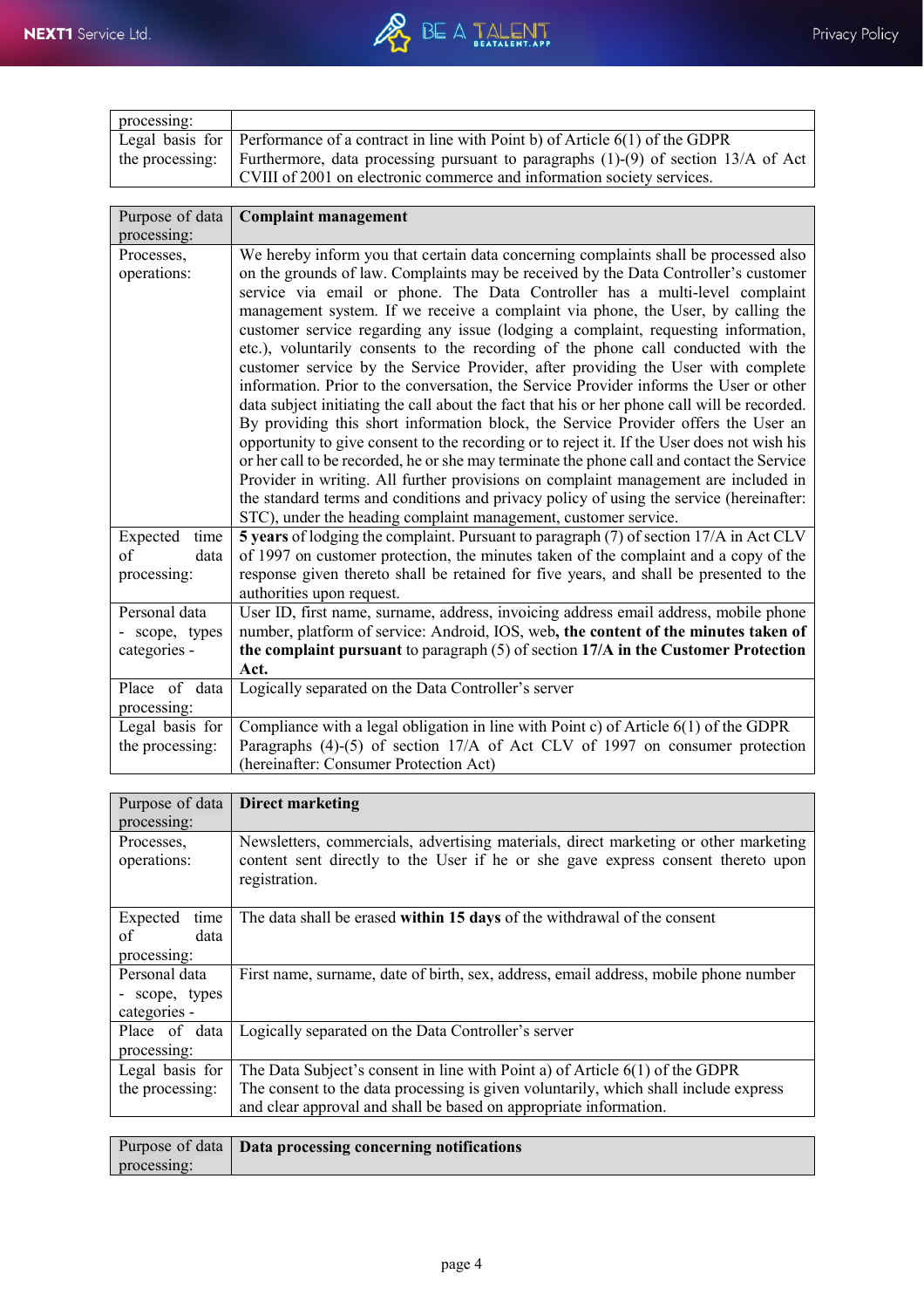| processing: | |
|---|---|
| Legal basis for the processing: | Performance of a contract in line with Point b) of Article 6(1) of the GDPR Furthermore, data processing pursuant to paragraphs (1)-(9) of section 13/A of Act CVIII of 2001 on electronic commerce and information society services. |

| Purpose of data processing: | **Complaint management** |
|---|---|
| Processes, operations: | We hereby inform you that certain data concerning complaints shall be processed also on the grounds of law. Complaints may be received by the Data Controller's customer service via email or phone. The Data Controller has a multi-level complaint management system. If we receive a complaint via phone, the User, by calling the customer service regarding any issue (lodging a complaint, requesting information, etc.), voluntarily consents to the recording of the phone call conducted with the customer service by the Service Provider, after providing the User with complete information. Prior to the conversation, the Service Provider informs the User or other data subject initiating the call about the fact that his or her phone call will be recorded. By providing this short information block, the Service Provider offers the User an opportunity to give consent to the recording or to reject it. If the User does not wish his or her call to be recorded, he or she may terminate the phone call and contact the Service Provider in writing. All further provisions on complaint management are included in the standard terms and conditions and privacy policy of using the service (hereinafter: STC), under the heading complaint management, customer service. |
| Expected time of data processing: | **5 years** of lodging the complaint. Pursuant to paragraph (7) of section 17/A in Act CLV of 1997 on customer protection, the minutes taken of the complaint and a copy of the response given thereto shall be retained for five years, and shall be presented to the authorities upon request. |
| Personal data - scope, types categories - | User ID, first name, surname, address, invoicing address email address, mobile phone number, platform of service: Android, IOS, web**, the content of the minutes taken of the complaint pursuant** to paragraph (5) of section **17/A in the Customer Protection Act.** |
| Place of data processing: | Logically separated on the Data Controller's server |
| Legal basis for the processing: | Compliance with a legal obligation in line with Point c) of Article 6(1) of the GDPR Paragraphs (4)-(5) of section 17/A of Act CLV of 1997 on consumer protection (hereinafter: Consumer Protection Act) |

| Purpose of data processing: | **Direct marketing** |
|---|---|
| Processes, operations: | Newsletters, commercials, advertising materials, direct marketing or other marketing content sent directly to the User if he or she gave express consent thereto upon registration. |
| Expected time of data processing: | The data shall be erased **within 15 days** of the withdrawal of the consent |
| Personal data - scope, types categories - | First name, surname, date of birth, sex, address, email address, mobile phone number |
| Place of data processing: | Logically separated on the Data Controller's server |
| Legal basis for the processing: | The Data Subject's consent in line with Point a) of Article 6(1) of the GDPR The consent to the data processing is given voluntarily, which shall include express and clear approval and shall be based on appropriate information. |

| Purpose of data processing: | **Data processing concerning notifications** |
|---|---|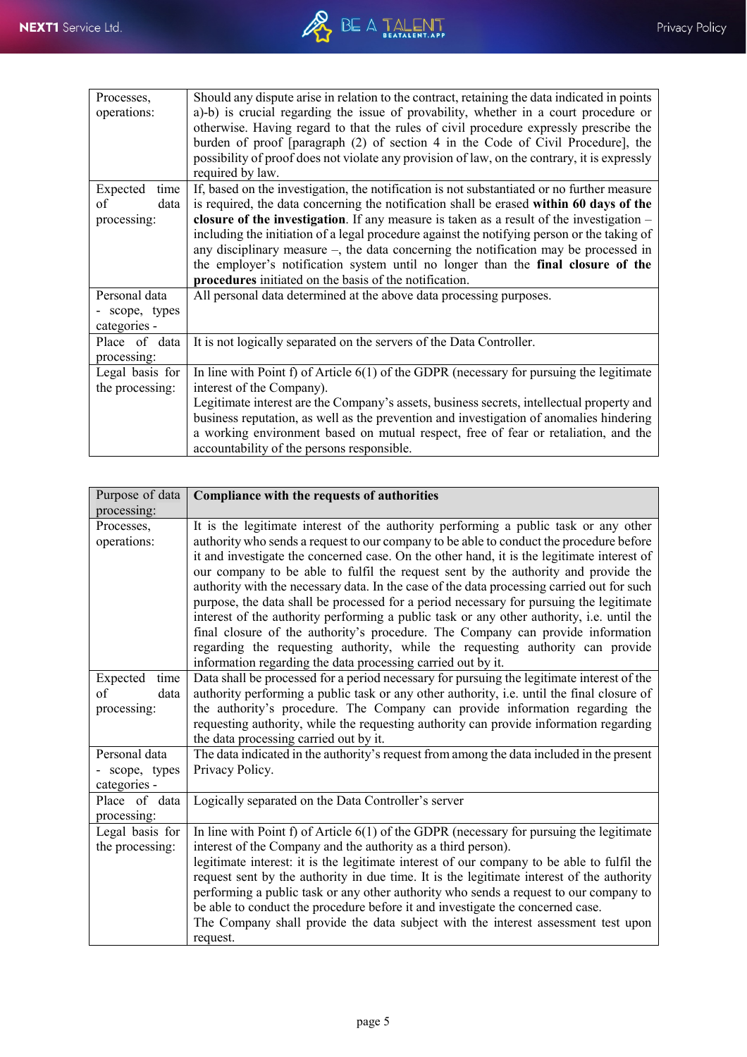| | |
|---|---|
| Processes, operations: | Should any dispute arise in relation to the contract, retaining the data indicated in points a)-b) is crucial regarding the issue of provability, whether in a court procedure or otherwise. Having regard to that the rules of civil procedure expressly prescribe the burden of proof [paragraph (2) of section 4 in the Code of Civil Procedure], the possibility of proof does not violate any provision of law, on the contrary, it is expressly required by law. |
| Expected time of data processing: | If, based on the investigation, the notification is not substantiated or no further measure is required, the data concerning the notification shall be erased **within 60 days of the closure of the investigation**. If any measure is taken as a result of the investigation – including the initiation of a legal procedure against the notifying person or the taking of any disciplinary measure –, the data concerning the notification may be processed in the employer's notification system until no longer than the **final closure of the procedures** initiated on the basis of the notification. |
| Personal data - scope, types categories - | All personal data determined at the above data processing purposes. |
| Place of data processing: | It is not logically separated on the servers of the Data Controller. |
| Legal basis for the processing: | In line with Point f) of Article 6(1) of the GDPR (necessary for pursuing the legitimate interest of the Company).<br>Legitimate interest are the Company's assets, business secrets, intellectual property and business reputation, as well as the prevention and investigation of anomalies hindering a working environment based on mutual respect, free of fear or retaliation, and the accountability of the persons responsible. |

| Purpose of data processing: | **Compliance with the requests of authorities** |
|---|---|
| Processes, operations: | It is the legitimate interest of the authority performing a public task or any other authority who sends a request to our company to be able to conduct the procedure before it and investigate the concerned case. On the other hand, it is the legitimate interest of our company to be able to fulfil the request sent by the authority and provide the authority with the necessary data. In the case of the data processing carried out for such purpose, the data shall be processed for a period necessary for pursuing the legitimate interest of the authority performing a public task or any other authority, i.e. until the final closure of the authority's procedure. The Company can provide information regarding the requesting authority, while the requesting authority can provide information regarding the data processing carried out by it. |
| Expected time of data processing: | Data shall be processed for a period necessary for pursuing the legitimate interest of the authority performing a public task or any other authority, i.e. until the final closure of the authority's procedure. The Company can provide information regarding the requesting authority, while the requesting authority can provide information regarding the data processing carried out by it. |
| Personal data - scope, types categories - | The data indicated in the authority's request from among the data included in the present Privacy Policy. |
| Place of data processing: | Logically separated on the Data Controller's server |
| Legal basis for the processing: | In line with Point f) of Article 6(1) of the GDPR (necessary for pursuing the legitimate interest of the Company and the authority as a third person).<br>legitimate interest: it is the legitimate interest of our company to be able to fulfil the request sent by the authority in due time. It is the legitimate interest of the authority performing a public task or any other authority who sends a request to our company to be able to conduct the procedure before it and investigate the concerned case.<br>The Company shall provide the data subject with the interest assessment test upon request. |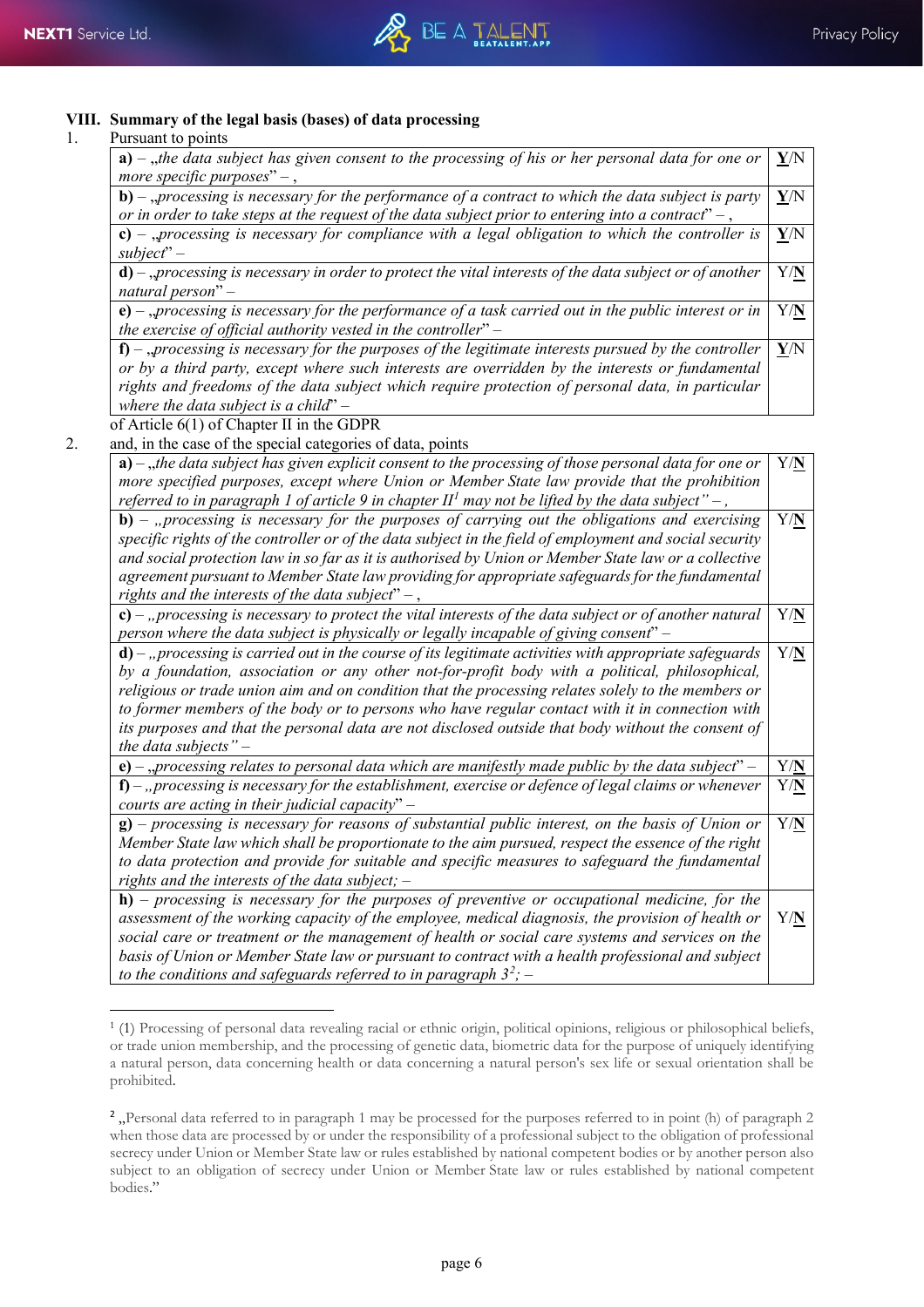### VIII. Summary of the legal basis (bases) of data processing

1. Pursuant to points

| | |
|---|---|
| **a)** – „*the data subject has given consent to the processing of his or her personal data for one or more specific purposes*" – , | **Y**/N |
| **b)** – „*processing is necessary for the performance of a contract to which the data subject is party or in order to take steps at the request of the data subject prior to entering into a contract*" – , | **Y**/N |
| **c)** – „*processing is necessary for compliance with a legal obligation to which the controller is subject*" – | **Y**/N |
| **d)** – „*processing is necessary in order to protect the vital interests of the data subject or of another natural person*" – | Y/**N** |
| **e)** – „*processing is necessary for the performance of a task carried out in the public interest or in the exercise of official authority vested in the controller*" – | Y/**N** |
| **f)** – „*processing is necessary for the purposes of the legitimate interests pursued by the controller or by a third party, except where such interests are overridden by the interests or fundamental rights and freedoms of the data subject which require protection of personal data, in particular where the data subject is a child*" – | **Y**/N |

of Article 6(1) of Chapter II in the GDPR

2. and, in the case of the special categories of data, points

| | |
|---|---|
| **a)** – „*the data subject has given explicit consent to the processing of those personal data for one or more specified purposes, except where Union or Member State law provide that the prohibition referred to in paragraph 1 of article 9 in chapter II*[1] *may not be lifted by the data subject*" – , | Y/**N** |
| **b)** – „*processing is necessary for the purposes of carrying out the obligations and exercising specific rights of the controller or of the data subject in the field of employment and social security and social protection law in so far as it is authorised by Union or Member State law or a collective agreement pursuant to Member State law providing for appropriate safeguards for the fundamental rights and the interests of the data subject*" – , | Y/**N** |
| **c)** – „*processing is necessary to protect the vital interests of the data subject or of another natural person where the data subject is physically or legally incapable of giving consent*" – | Y/**N** |
| **d)** – „*processing is carried out in the course of its legitimate activities with appropriate safeguards by a foundation, association or any other not-for-profit body with a political, philosophical, religious or trade union aim and on condition that the processing relates solely to the members or to former members of the body or to persons who have regular contact with it in connection with its purposes and that the personal data are not disclosed outside that body without the consent of the data subjects*" – | Y/**N** |
| **e)** – „*processing relates to personal data which are manifestly made public by the data subject*" – | Y/**N** |
| **f)** – „*processing is necessary for the establishment, exercise or defence of legal claims or whenever courts are acting in their judicial capacity*" – | Y/**N** |
| **g)** – *processing is necessary for reasons of substantial public interest, on the basis of Union or Member State law which shall be proportionate to the aim pursued, respect the essence of the right to data protection and provide for suitable and specific measures to safeguard the fundamental rights and the interests of the data subject;* – | Y/**N** |
| **h)** – *processing is necessary for the purposes of preventive or occupational medicine, for the assessment of the working capacity of the employee, medical diagnosis, the provision of health or social care or treatment or the management of health or social care systems and services on the basis of Union or Member State law or pursuant to contract with a health professional and subject to the conditions and safeguards referred to in paragraph 3*[2]*;* – | Y/**N** |

---

[1] (1) Processing of personal data revealing racial or ethnic origin, political opinions, religious or philosophical beliefs, or trade union membership, and the processing of genetic data, biometric data for the purpose of uniquely identifying a natural person, data concerning health or data concerning a natural person's sex life or sexual orientation shall be prohibited.

[2] „Personal data referred to in paragraph 1 may be processed for the purposes referred to in point (h) of paragraph 2 when those data are processed by or under the responsibility of a professional subject to the obligation of professional secrecy under Union or Member State law or rules established by national competent bodies or by another person also subject to an obligation of secrecy under Union or Member State law or rules established by national competent bodies."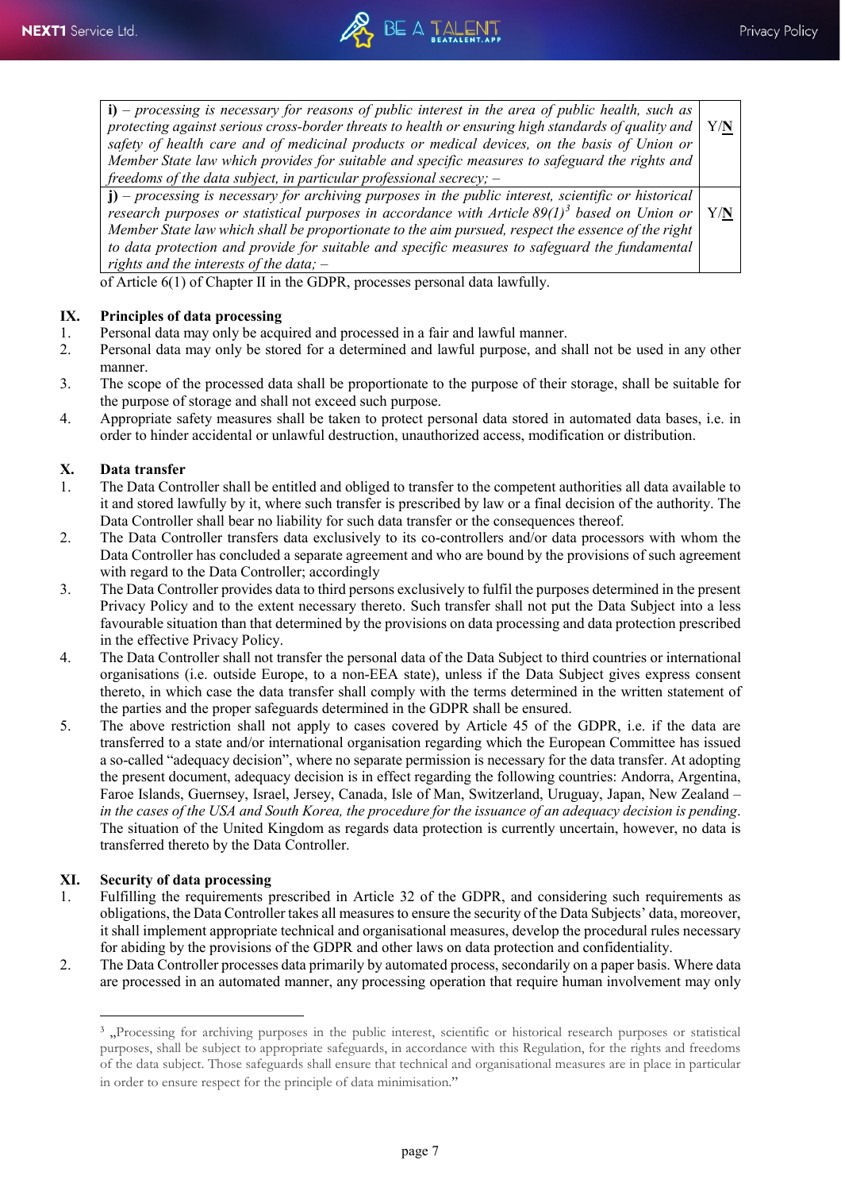| | |
|---|---|
| **i)** – *processing is necessary for reasons of public interest in the area of public health, such as protecting against serious cross-border threats to health or ensuring high standards of quality and safety of health care and of medicinal products or medical devices, on the basis of Union or Member State law which provides for suitable and specific measures to safeguard the rights and freedoms of the data subject, in particular professional secrecy;* – | Y/**N** |
| **j)** – *processing is necessary for archiving purposes in the public interest, scientific or historical research purposes or statistical purposes in accordance with Article 89(1)*[3] *based on Union or Member State law which shall be proportionate to the aim pursued, respect the essence of the right to data protection and provide for suitable and specific measures to safeguard the fundamental rights and the interests of the data;* – | Y/**N** |

of Article 6(1) of Chapter II in the GDPR, processes personal data lawfully.

## IX. Principles of data processing

1. Personal data may only be acquired and processed in a fair and lawful manner.
2. Personal data may only be stored for a determined and lawful purpose, and shall not be used in any other manner.
3. The scope of the processed data shall be proportionate to the purpose of their storage, shall be suitable for the purpose of storage and shall not exceed such purpose.
4. Appropriate safety measures shall be taken to protect personal data stored in automated data bases, i.e. in order to hinder accidental or unlawful destruction, unauthorized access, modification or distribution.

## X. Data transfer

1. The Data Controller shall be entitled and obliged to transfer to the competent authorities all data available to it and stored lawfully by it, where such transfer is prescribed by law or a final decision of the authority. The Data Controller shall bear no liability for such data transfer or the consequences thereof.
2. The Data Controller transfers data exclusively to its co-controllers and/or data processors with whom the Data Controller has concluded a separate agreement and who are bound by the provisions of such agreement with regard to the Data Controller; accordingly
3. The Data Controller provides data to third persons exclusively to fulfil the purposes determined in the present Privacy Policy and to the extent necessary thereto. Such transfer shall not put the Data Subject into a less favourable situation than that determined by the provisions on data processing and data protection prescribed in the effective Privacy Policy.
4. The Data Controller shall not transfer the personal data of the Data Subject to third countries or international organisations (i.e. outside Europe, to a non-EEA state), unless if the Data Subject gives express consent thereto, in which case the data transfer shall comply with the terms determined in the written statement of the parties and the proper safeguards determined in the GDPR shall be ensured.
5. The above restriction shall not apply to cases covered by Article 45 of the GDPR, i.e. if the data are transferred to a state and/or international organisation regarding which the European Committee has issued a so-called "adequacy decision", where no separate permission is necessary for the data transfer. At adopting the present document, adequacy decision is in effect regarding the following countries: Andorra, Argentina, Faroe Islands, Guernsey, Israel, Jersey, Canada, Isle of Man, Switzerland, Uruguay, Japan, New Zealand – *in the cases of the USA and South Korea, the procedure for the issuance of an adequacy decision is pending*. The situation of the United Kingdom as regards data protection is currently uncertain, however, no data is transferred thereto by the Data Controller.

## XI. Security of data processing

1. Fulfilling the requirements prescribed in Article 32 of the GDPR, and considering such requirements as obligations, the Data Controller takes all measures to ensure the security of the Data Subjects' data, moreover, it shall implement appropriate technical and organisational measures, develop the procedural rules necessary for abiding by the provisions of the GDPR and other laws on data protection and confidentiality.
2. The Data Controller processes data primarily by automated process, secondarily on a paper basis. Where data are processed in an automated manner, any processing operation that require human involvement may only

---

[3] „Processing for archiving purposes in the public interest, scientific or historical research purposes or statistical purposes, shall be subject to appropriate safeguards, in accordance with this Regulation, for the rights and freedoms of the data subject. Those safeguards shall ensure that technical and organisational measures are in place in particular in order to ensure respect for the principle of data minimisation."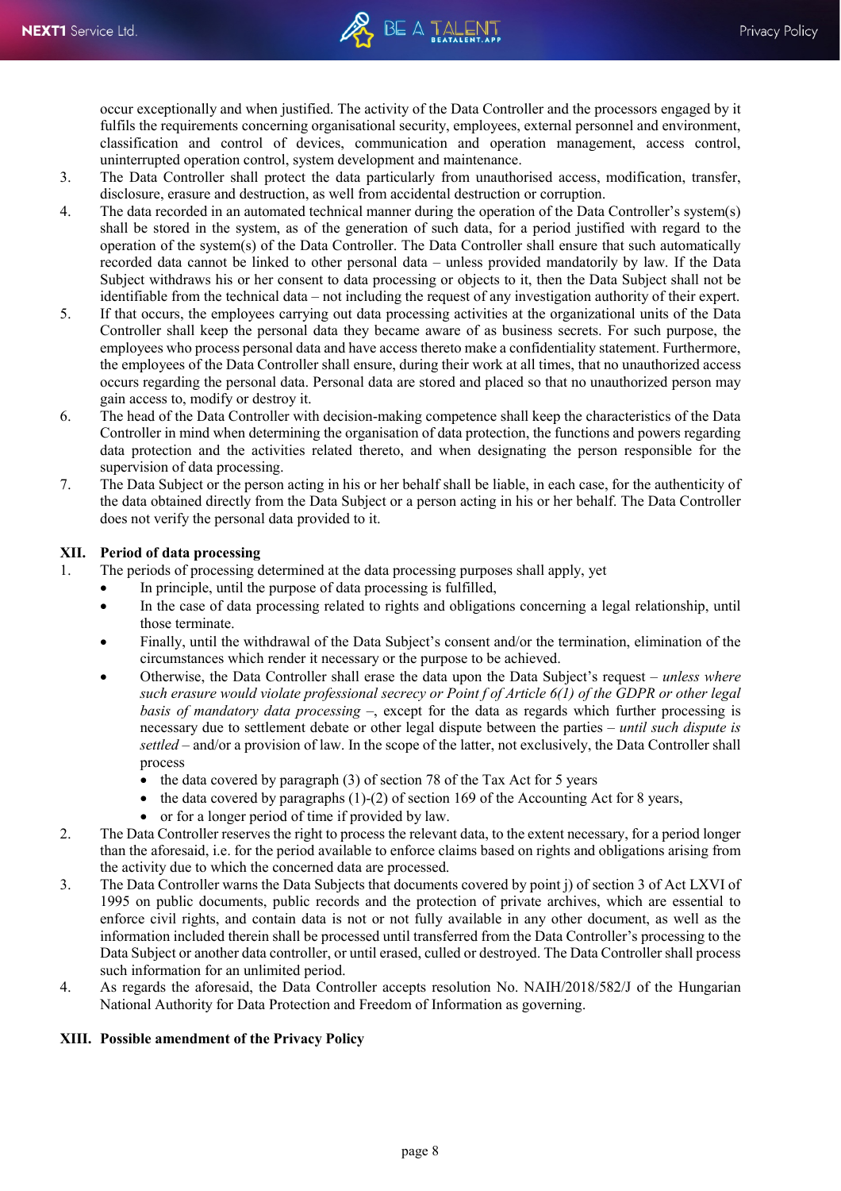occur exceptionally and when justified. The activity of the Data Controller and the processors engaged by it fulfils the requirements concerning organisational security, employees, external personnel and environment, classification and control of devices, communication and operation management, access control, uninterrupted operation control, system development and maintenance.

3. The Data Controller shall protect the data particularly from unauthorised access, modification, transfer, disclosure, erasure and destruction, as well from accidental destruction or corruption.
4. The data recorded in an automated technical manner during the operation of the Data Controller's system(s) shall be stored in the system, as of the generation of such data, for a period justified with regard to the operation of the system(s) of the Data Controller. The Data Controller shall ensure that such automatically recorded data cannot be linked to other personal data – unless provided mandatorily by law. If the Data Subject withdraws his or her consent to data processing or objects to it, then the Data Subject shall not be identifiable from the technical data – not including the request of any investigation authority of their expert.
5. If that occurs, the employees carrying out data processing activities at the organizational units of the Data Controller shall keep the personal data they became aware of as business secrets. For such purpose, the employees who process personal data and have access thereto make a confidentiality statement. Furthermore, the employees of the Data Controller shall ensure, during their work at all times, that no unauthorized access occurs regarding the personal data. Personal data are stored and placed so that no unauthorized person may gain access to, modify or destroy it.
6. The head of the Data Controller with decision-making competence shall keep the characteristics of the Data Controller in mind when determining the organisation of data protection, the functions and powers regarding data protection and the activities related thereto, and when designating the person responsible for the supervision of data processing.
7. The Data Subject or the person acting in his or her behalf shall be liable, in each case, for the authenticity of the data obtained directly from the Data Subject or a person acting in his or her behalf. The Data Controller does not verify the personal data provided to it.

## XII. Period of data processing

1. The periods of processing determined at the data processing purposes shall apply, yet
   - In principle, until the purpose of data processing is fulfilled,
   - In the case of data processing related to rights and obligations concerning a legal relationship, until those terminate.
   - Finally, until the withdrawal of the Data Subject's consent and/or the termination, elimination of the circumstances which render it necessary or the purpose to be achieved.
   - Otherwise, the Data Controller shall erase the data upon the Data Subject's request – *unless where such erasure would violate professional secrecy or Point f of Article 6(1) of the GDPR or other legal basis of mandatory data processing* –, except for the data as regards which further processing is necessary due to settlement debate or other legal dispute between the parties – *until such dispute is settled* – and/or a provision of law. In the scope of the latter, not exclusively, the Data Controller shall process
     - the data covered by paragraph (3) of section 78 of the Tax Act for 5 years
     - the data covered by paragraphs (1)-(2) of section 169 of the Accounting Act for 8 years,
     - or for a longer period of time if provided by law.
2. The Data Controller reserves the right to process the relevant data, to the extent necessary, for a period longer than the aforesaid, i.e. for the period available to enforce claims based on rights and obligations arising from the activity due to which the concerned data are processed.
3. The Data Controller warns the Data Subjects that documents covered by point j) of section 3 of Act LXVI of 1995 on public documents, public records and the protection of private archives, which are essential to enforce civil rights, and contain data is not or not fully available in any other document, as well as the information included therein shall be processed until transferred from the Data Controller's processing to the Data Subject or another data controller, or until erased, culled or destroyed. The Data Controller shall process such information for an unlimited period.
4. As regards the aforesaid, the Data Controller accepts resolution No. NAIH/2018/582/J of the Hungarian National Authority for Data Protection and Freedom of Information as governing.

## XIII. Possible amendment of the Privacy Policy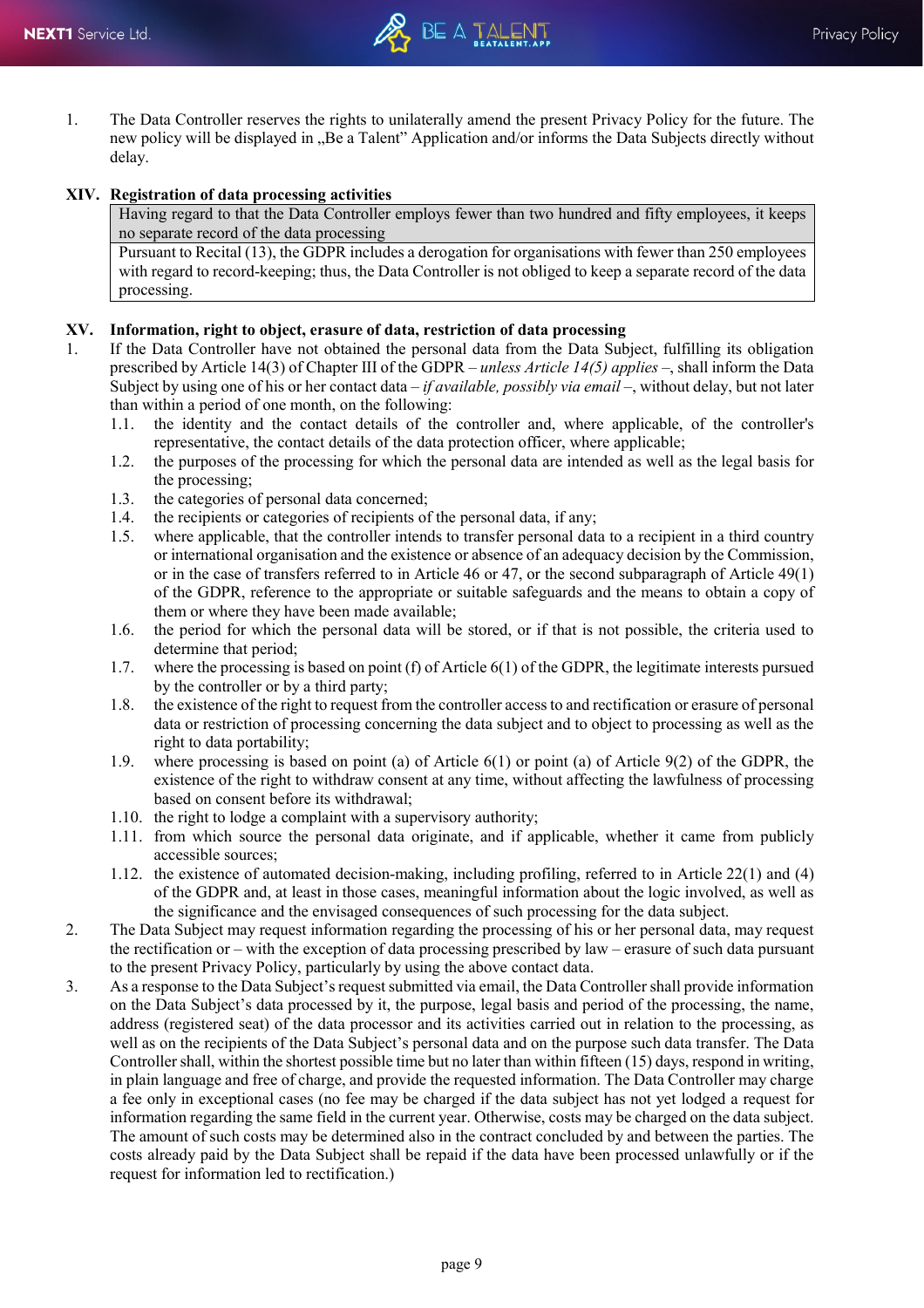1. The Data Controller reserves the rights to unilaterally amend the present Privacy Policy for the future. The new policy will be displayed in „Be a Talent" Application and/or informs the Data Subjects directly without delay.

## XIV. Registration of data processing activities

| Having regard to that the Data Controller employs fewer than two hundred and fifty employees, it keeps no separate record of the data processing |
|---|
| Pursuant to Recital (13), the GDPR includes a derogation for organisations with fewer than 250 employees with regard to record-keeping; thus, the Data Controller is not obliged to keep a separate record of the data processing. |

## XV. Information, right to object, erasure of data, restriction of data processing

1. If the Data Controller have not obtained the personal data from the Data Subject, fulfilling its obligation prescribed by Article 14(3) of Chapter III of the GDPR – *unless Article 14(5) applies* –, shall inform the Data Subject by using one of his or her contact data – *if available, possibly via email* –, without delay, but not later than within a period of one month, on the following:
   1.1. the identity and the contact details of the controller and, where applicable, of the controller's representative, the contact details of the data protection officer, where applicable;
   1.2. the purposes of the processing for which the personal data are intended as well as the legal basis for the processing;
   1.3. the categories of personal data concerned;
   1.4. the recipients or categories of recipients of the personal data, if any;
   1.5. where applicable, that the controller intends to transfer personal data to a recipient in a third country or international organisation and the existence or absence of an adequacy decision by the Commission, or in the case of transfers referred to in Article 46 or 47, or the second subparagraph of Article 49(1) of the GDPR, reference to the appropriate or suitable safeguards and the means to obtain a copy of them or where they have been made available;
   1.6. the period for which the personal data will be stored, or if that is not possible, the criteria used to determine that period;
   1.7. where the processing is based on point (f) of Article 6(1) of the GDPR, the legitimate interests pursued by the controller or by a third party;
   1.8. the existence of the right to request from the controller access to and rectification or erasure of personal data or restriction of processing concerning the data subject and to object to processing as well as the right to data portability;
   1.9. where processing is based on point (a) of Article 6(1) or point (a) of Article 9(2) of the GDPR, the existence of the right to withdraw consent at any time, without affecting the lawfulness of processing based on consent before its withdrawal;
   1.10. the right to lodge a complaint with a supervisory authority;
   1.11. from which source the personal data originate, and if applicable, whether it came from publicly accessible sources;
   1.12. the existence of automated decision-making, including profiling, referred to in Article 22(1) and (4) of the GDPR and, at least in those cases, meaningful information about the logic involved, as well as the significance and the envisaged consequences of such processing for the data subject.
2. The Data Subject may request information regarding the processing of his or her personal data, may request the rectification or – with the exception of data processing prescribed by law – erasure of such data pursuant to the present Privacy Policy, particularly by using the above contact data.
3. As a response to the Data Subject's request submitted via email, the Data Controller shall provide information on the Data Subject's data processed by it, the purpose, legal basis and period of the processing, the name, address (registered seat) of the data processor and its activities carried out in relation to the processing, as well as on the recipients of the Data Subject's personal data and on the purpose such data transfer. The Data Controller shall, within the shortest possible time but no later than within fifteen (15) days, respond in writing, in plain language and free of charge, and provide the requested information. The Data Controller may charge a fee only in exceptional cases (no fee may be charged if the data subject has not yet lodged a request for information regarding the same field in the current year. Otherwise, costs may be charged on the data subject. The amount of such costs may be determined also in the contract concluded by and between the parties. The costs already paid by the Data Subject shall be repaid if the data have been processed unlawfully or if the request for information led to rectification.)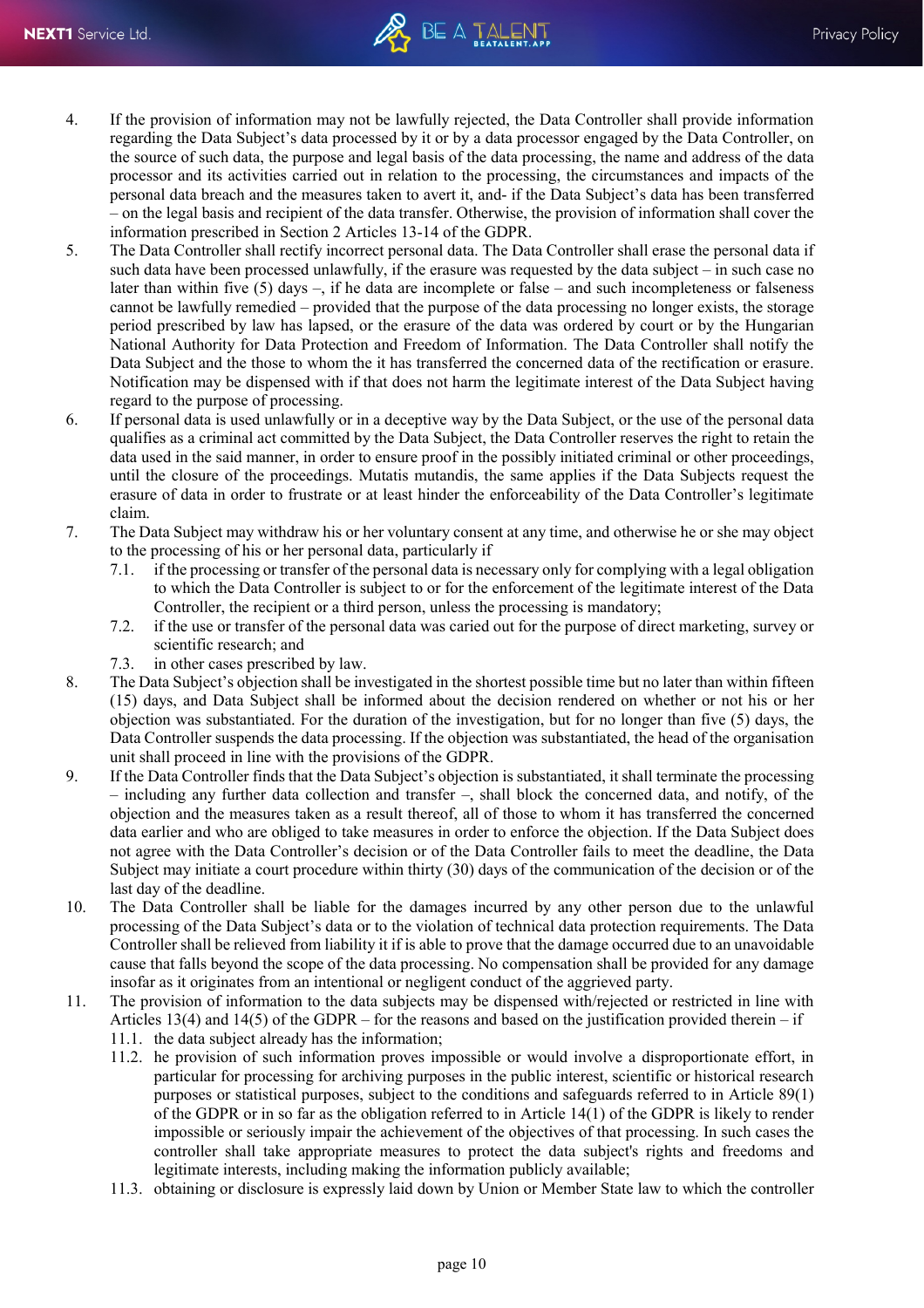4. If the provision of information may not be lawfully rejected, the Data Controller shall provide information regarding the Data Subject's data processed by it or by a data processor engaged by the Data Controller, on the source of such data, the purpose and legal basis of the data processing, the name and address of the data processor and its activities carried out in relation to the processing, the circumstances and impacts of the personal data breach and the measures taken to avert it, and- if the Data Subject's data has been transferred – on the legal basis and recipient of the data transfer. Otherwise, the provision of information shall cover the information prescribed in Section 2 Articles 13-14 of the GDPR.
5. The Data Controller shall rectify incorrect personal data. The Data Controller shall erase the personal data if such data have been processed unlawfully, if the erasure was requested by the data subject – in such case no later than within five (5) days –, if he data are incomplete or false – and such incompleteness or falseness cannot be lawfully remedied – provided that the purpose of the data processing no longer exists, the storage period prescribed by law has lapsed, or the erasure of the data was ordered by court or by the Hungarian National Authority for Data Protection and Freedom of Information. The Data Controller shall notify the Data Subject and the those to whom the it has transferred the concerned data of the rectification or erasure. Notification may be dispensed with if that does not harm the legitimate interest of the Data Subject having regard to the purpose of processing.
6. If personal data is used unlawfully or in a deceptive way by the Data Subject, or the use of the personal data qualifies as a criminal act committed by the Data Subject, the Data Controller reserves the right to retain the data used in the said manner, in order to ensure proof in the possibly initiated criminal or other proceedings, until the closure of the proceedings. Mutatis mutandis, the same applies if the Data Subjects request the erasure of data in order to frustrate or at least hinder the enforceability of the Data Controller's legitimate claim.
7. The Data Subject may withdraw his or her voluntary consent at any time, and otherwise he or she may object to the processing of his or her personal data, particularly if
   7.1. if the processing or transfer of the personal data is necessary only for complying with a legal obligation to which the Data Controller is subject to or for the enforcement of the legitimate interest of the Data Controller, the recipient or a third person, unless the processing is mandatory;
   7.2. if the use or transfer of the personal data was caried out for the purpose of direct marketing, survey or scientific research; and
   7.3. in other cases prescribed by law.
8. The Data Subject's objection shall be investigated in the shortest possible time but no later than within fifteen (15) days, and Data Subject shall be informed about the decision rendered on whether or not his or her objection was substantiated. For the duration of the investigation, but for no longer than five (5) days, the Data Controller suspends the data processing. If the objection was substantiated, the head of the organisation unit shall proceed in line with the provisions of the GDPR.
9. If the Data Controller finds that the Data Subject's objection is substantiated, it shall terminate the processing – including any further data collection and transfer –, shall block the concerned data, and notify, of the objection and the measures taken as a result thereof, all of those to whom it has transferred the concerned data earlier and who are obliged to take measures in order to enforce the objection. If the Data Subject does not agree with the Data Controller's decision or of the Data Controller fails to meet the deadline, the Data Subject may initiate a court procedure within thirty (30) days of the communication of the decision or of the last day of the deadline.
10. The Data Controller shall be liable for the damages incurred by any other person due to the unlawful processing of the Data Subject's data or to the violation of technical data protection requirements. The Data Controller shall be relieved from liability it if is able to prove that the damage occurred due to an unavoidable cause that falls beyond the scope of the data processing. No compensation shall be provided for any damage insofar as it originates from an intentional or negligent conduct of the aggrieved party.
11. The provision of information to the data subjects may be dispensed with/rejected or restricted in line with Articles 13(4) and 14(5) of the GDPR – for the reasons and based on the justification provided therein – if
    11.1. the data subject already has the information;
    11.2. he provision of such information proves impossible or would involve a disproportionate effort, in particular for processing for archiving purposes in the public interest, scientific or historical research purposes or statistical purposes, subject to the conditions and safeguards referred to in Article 89(1) of the GDPR or in so far as the obligation referred to in Article 14(1) of the GDPR is likely to render impossible or seriously impair the achievement of the objectives of that processing. In such cases the controller shall take appropriate measures to protect the data subject's rights and freedoms and legitimate interests, including making the information publicly available;
    11.3. obtaining or disclosure is expressly laid down by Union or Member State law to which the controller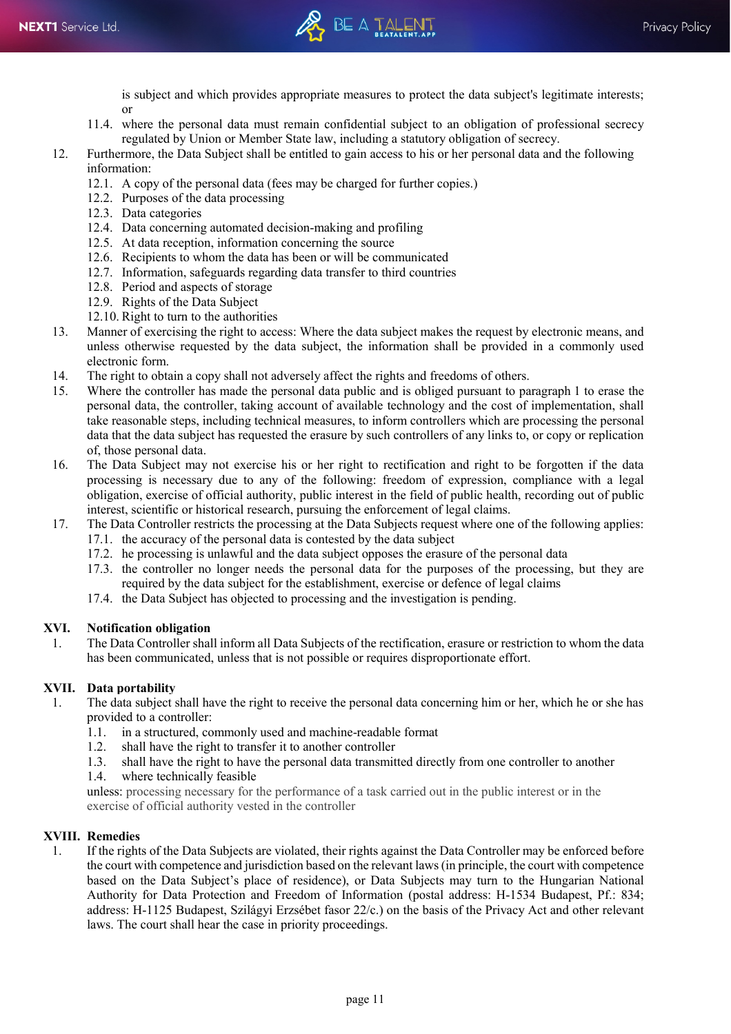is subject and which provides appropriate measures to protect the data subject's legitimate interests; or

11.4. where the personal data must remain confidential subject to an obligation of professional secrecy regulated by Union or Member State law, including a statutory obligation of secrecy.

12. Furthermore, the Data Subject shall be entitled to gain access to his or her personal data and the following information:
    - 12.1. A copy of the personal data (fees may be charged for further copies.)
    - 12.2. Purposes of the data processing
    - 12.3. Data categories
    - 12.4. Data concerning automated decision-making and profiling
    - 12.5. At data reception, information concerning the source
    - 12.6. Recipients to whom the data has been or will be communicated
    - 12.7. Information, safeguards regarding data transfer to third countries
    - 12.8. Period and aspects of storage
    - 12.9. Rights of the Data Subject
    - 12.10. Right to turn to the authorities
13. Manner of exercising the right to access: Where the data subject makes the request by electronic means, and unless otherwise requested by the data subject, the information shall be provided in a commonly used electronic form.
14. The right to obtain a copy shall not adversely affect the rights and freedoms of others.
15. Where the controller has made the personal data public and is obliged pursuant to paragraph 1 to erase the personal data, the controller, taking account of available technology and the cost of implementation, shall take reasonable steps, including technical measures, to inform controllers which are processing the personal data that the data subject has requested the erasure by such controllers of any links to, or copy or replication of, those personal data.
16. The Data Subject may not exercise his or her right to rectification and right to be forgotten if the data processing is necessary due to any of the following: freedom of expression, compliance with a legal obligation, exercise of official authority, public interest in the field of public health, recording out of public interest, scientific or historical research, pursuing the enforcement of legal claims.
17. The Data Controller restricts the processing at the Data Subjects request where one of the following applies:
    - 17.1. the accuracy of the personal data is contested by the data subject
    - 17.2. he processing is unlawful and the data subject opposes the erasure of the personal data
    - 17.3. the controller no longer needs the personal data for the purposes of the processing, but they are required by the data subject for the establishment, exercise or defence of legal claims
    - 17.4. the Data Subject has objected to processing and the investigation is pending.

## XVI. Notification obligation

1. The Data Controller shall inform all Data Subjects of the rectification, erasure or restriction to whom the data has been communicated, unless that is not possible or requires disproportionate effort.

## XVII. Data portability

1. The data subject shall have the right to receive the personal data concerning him or her, which he or she has provided to a controller:
    - 1.1. in a structured, commonly used and machine-readable format
    - 1.2. shall have the right to transfer it to another controller
    - 1.3. shall have the right to have the personal data transmitted directly from one controller to another
    - 1.4. where technically feasible

   unless: processing necessary for the performance of a task carried out in the public interest or in the exercise of official authority vested in the controller

## XVIII. Remedies

1. If the rights of the Data Subjects are violated, their rights against the Data Controller may be enforced before the court with competence and jurisdiction based on the relevant laws (in principle, the court with competence based on the Data Subject's place of residence), or Data Subjects may turn to the Hungarian National Authority for Data Protection and Freedom of Information (postal address: H-1534 Budapest, Pf.: 834; address: H-1125 Budapest, Szilágyi Erzsébet fasor 22/c.) on the basis of the Privacy Act and other relevant laws. The court shall hear the case in priority proceedings.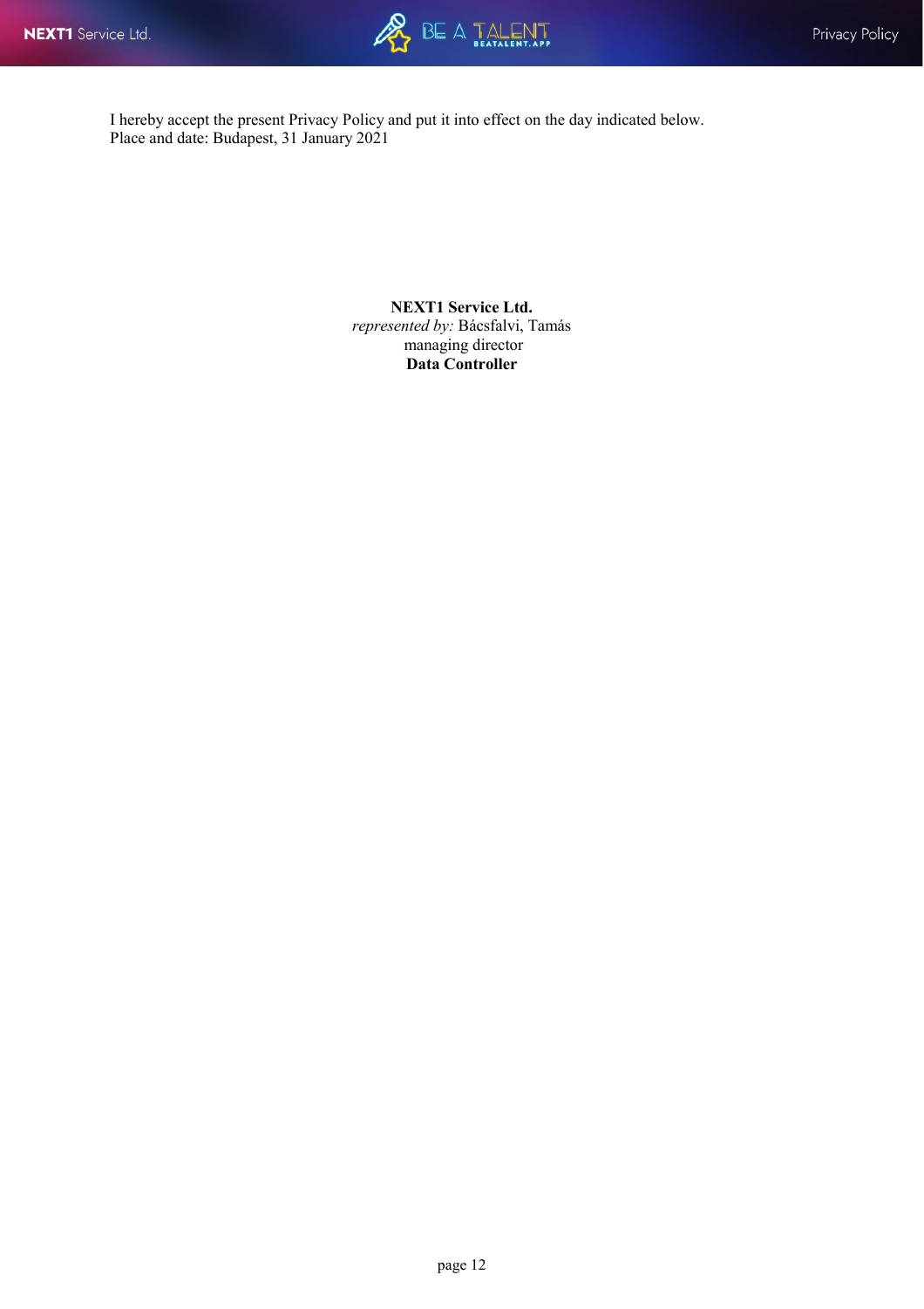I hereby accept the present Privacy Policy and put it into effect on the day indicated below.
Place and date: Budapest, 31 January 2021

**NEXT1 Service Ltd.**
*represented by:* Bácsfalvi, Tamás
managing director
**Data Controller**